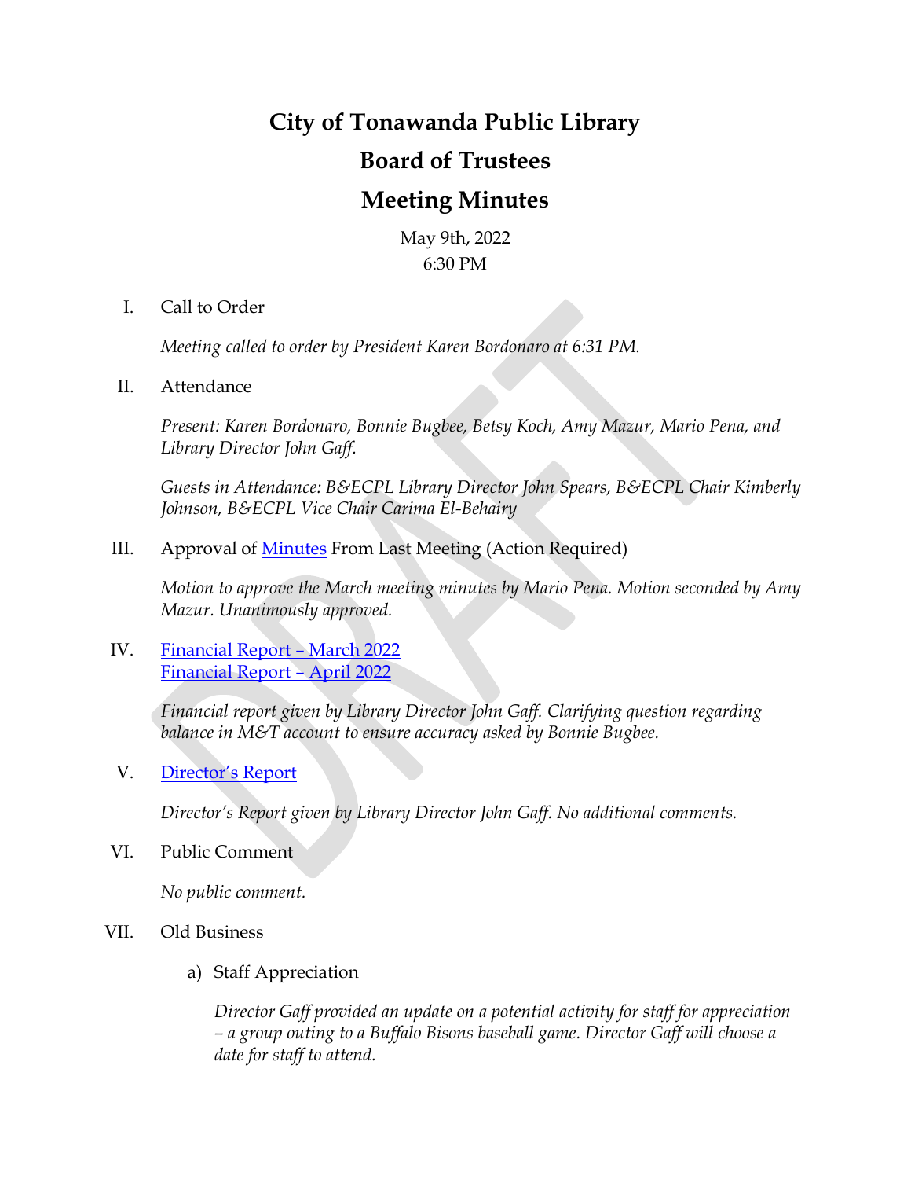# City of Tonawanda Public Library

# Board of Trustees

# Meeting Minutes

May 9th, 2022
6:30 PM

I. Call to Order

*Meeting called to order by President Karen Bordonaro at 6:31 PM.*

II. Attendance

*Present: Karen Bordonaro, Bonnie Bugbee, Betsy Koch, Amy Mazur, Mario Pena, and Library Director John Gaff.*

*Guests in Attendance: B&ECPL Library Director John Spears, B&ECPL Chair Kimberly Johnson, B&ECPL Vice Chair Carima El-Behairy*

III. Approval of Minutes From Last Meeting (Action Required)

*Motion to approve the March meeting minutes by Mario Pena. Motion seconded by Amy Mazur. Unanimously approved.*

IV. Financial Report – March 2022
Financial Report – April 2022

*Financial report given by Library Director John Gaff. Clarifying question regarding balance in M&T account to ensure accuracy asked by Bonnie Bugbee.*

V. Director's Report

*Director's Report given by Library Director John Gaff. No additional comments.*

VI. Public Comment

*No public comment.*

VII. Old Business

a) Staff Appreciation

*Director Gaff provided an update on a potential activity for staff for appreciation – a group outing to a Buffalo Bisons baseball game. Director Gaff will choose a date for staff to attend.*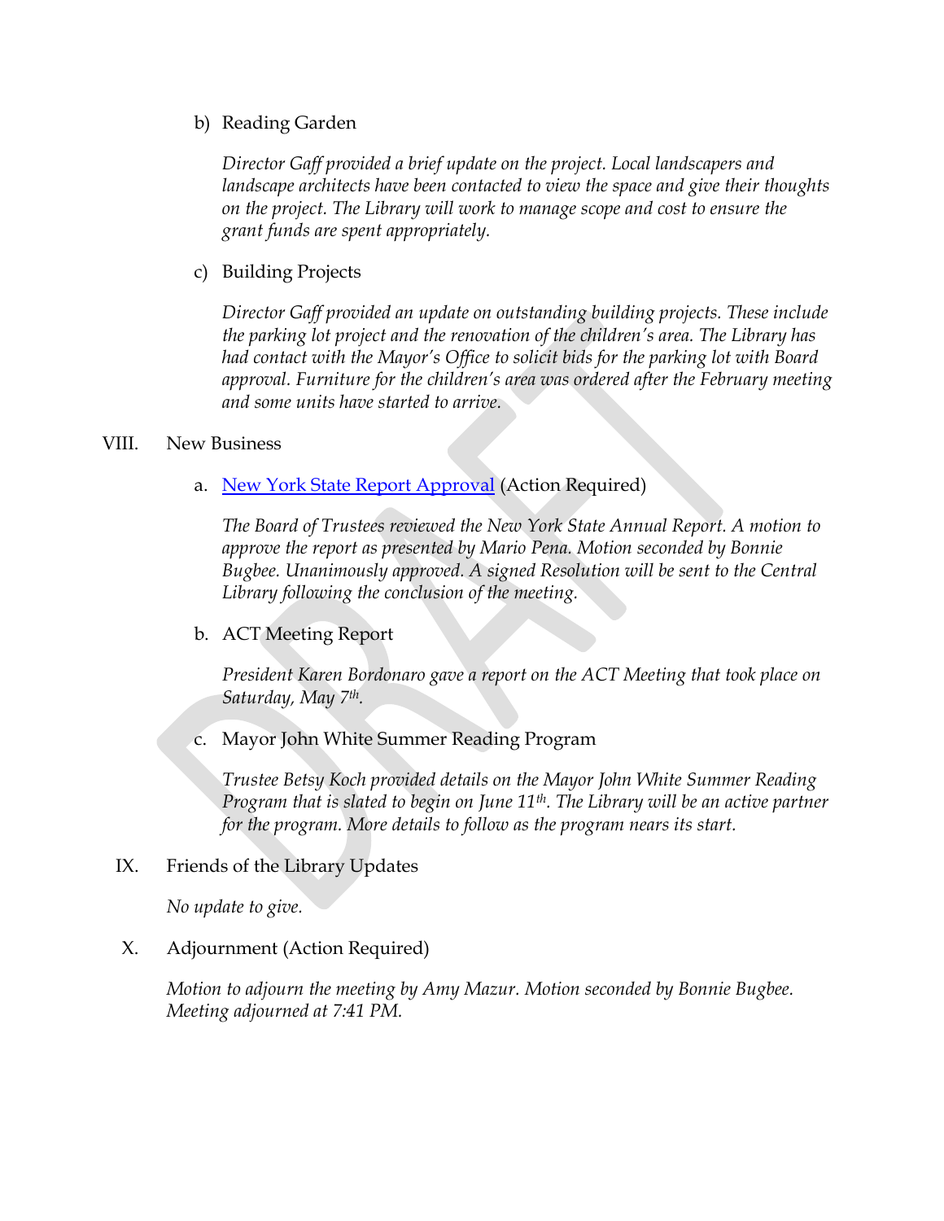b) Reading Garden

*Director Gaff provided a brief update on the project. Local landscapers and landscape architects have been contacted to view the space and give their thoughts on the project. The Library will work to manage scope and cost to ensure the grant funds are spent appropriately.*

c) Building Projects

*Director Gaff provided an update on outstanding building projects. These include the parking lot project and the renovation of the children's area. The Library has had contact with the Mayor's Office to solicit bids for the parking lot with Board approval. Furniture for the children's area was ordered after the February meeting and some units have started to arrive.*

VIII. New Business

a. New York State Report Approval (Action Required)

*The Board of Trustees reviewed the New York State Annual Report. A motion to approve the report as presented by Mario Pena. Motion seconded by Bonnie Bugbee. Unanimously approved. A signed Resolution will be sent to the Central Library following the conclusion of the meeting.*

b. ACT Meeting Report

*President Karen Bordonaro gave a report on the ACT Meeting that took place on Saturday, May 7th.*

c. Mayor John White Summer Reading Program

*Trustee Betsy Koch provided details on the Mayor John White Summer Reading Program that is slated to begin on June 11th. The Library will be an active partner for the program. More details to follow as the program nears its start.*

IX. Friends of the Library Updates

*No update to give.*

X. Adjournment (Action Required)

*Motion to adjourn the meeting by Amy Mazur. Motion seconded by Bonnie Bugbee. Meeting adjourned at 7:41 PM.*